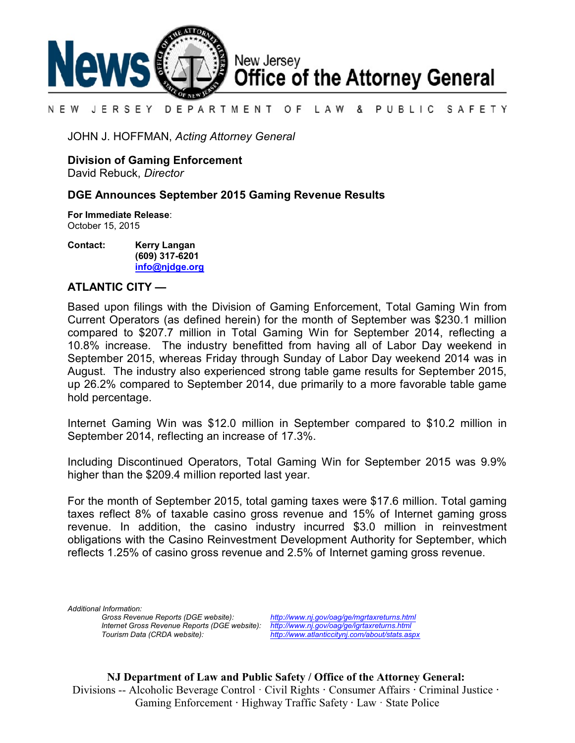# News — New Jersey Office of the Attorney General

NEW JERSEY DEPARTMENT OF LAW & PUBLIC SAFETY

JOHN J. HOFFMAN, *Acting Attorney General*

**Division of Gaming Enforcement**
David Rebuck, *Director*

## DGE Announces September 2015 Gaming Revenue Results

**For Immediate Release**:
October 15, 2015

**Contact:** **Kerry Langan**
**(609) 317-6201**
**info@njdge.org**

**ATLANTIC CITY —**

Based upon filings with the Division of Gaming Enforcement, Total Gaming Win from Current Operators (as defined herein) for the month of September was $230.1 million compared to $207.7 million in Total Gaming Win for September 2014, reflecting a 10.8% increase. The industry benefitted from having all of Labor Day weekend in September 2015, whereas Friday through Sunday of Labor Day weekend 2014 was in August. The industry also experienced strong table game results for September 2015, up 26.2% compared to September 2014, due primarily to a more favorable table game hold percentage.

Internet Gaming Win was $12.0 million in September compared to $10.2 million in September 2014, reflecting an increase of 17.3%.

Including Discontinued Operators, Total Gaming Win for September 2015 was 9.9% higher than the $209.4 million reported last year.

For the month of September 2015, total gaming taxes were $17.6 million. Total gaming taxes reflect 8% of taxable casino gross revenue and 15% of Internet gaming gross revenue. In addition, the casino industry incurred $3.0 million in reinvestment obligations with the Casino Reinvestment Development Authority for September, which reflects 1.25% of casino gross revenue and 2.5% of Internet gaming gross revenue.

*Additional Information:*

*Gross Revenue Reports (DGE website):* *http://www.nj.gov/oag/ge/mgrtaxreturns.html*
*Internet Gross Revenue Reports (DGE website):* *http://www.nj.gov/oag/ge/igrtaxreturns.html*
*Tourism Data (CRDA website):* *http://www.atlanticcitynj.com/about/stats.aspx*

**NJ Department of Law and Public Safety / Office of the Attorney General:**
Divisions -- Alcoholic Beverage Control · Civil Rights · Consumer Affairs · Criminal Justice · Gaming Enforcement · Highway Traffic Safety · Law · State Police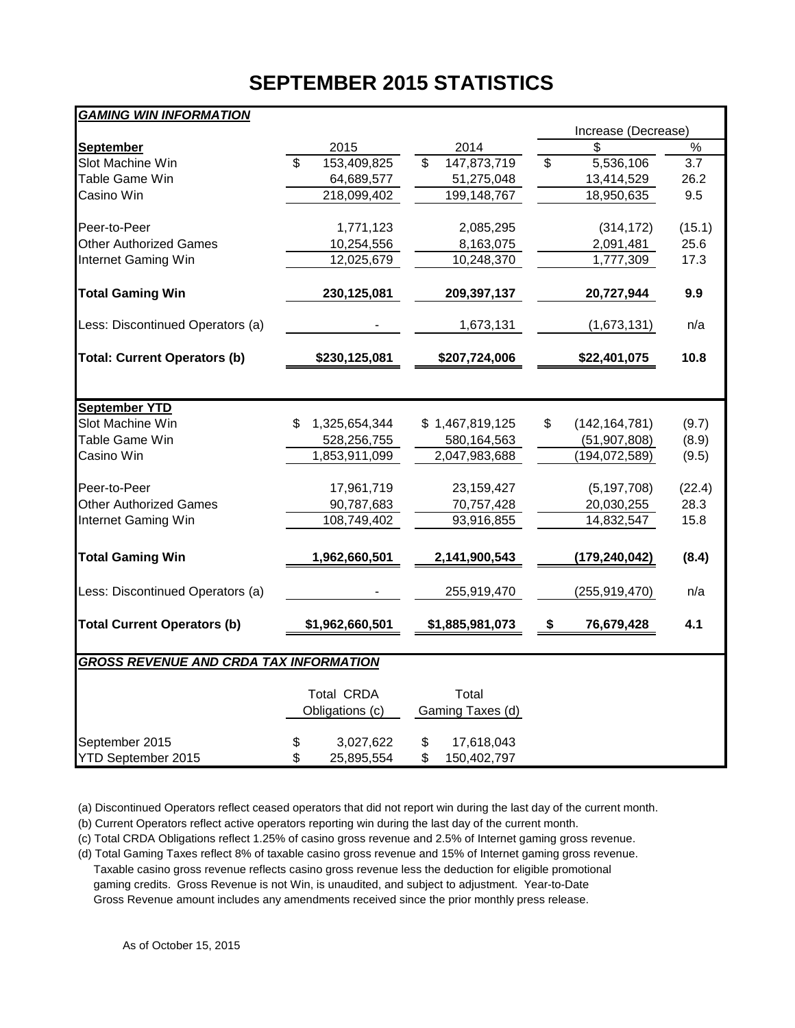# SEPTEMBER 2015 STATISTICS

| ***GAMING WIN INFORMATION*** | | | | |
|---|---|---|---|---|
| | | | Increase (Decrease) | |
| **September** | 2015 | 2014 | $ | % |
| Slot Machine Win | $ 153,409,825 | $ 147,873,719 | $ 5,536,106 | 3.7 |
| Table Game Win | 64,689,577 | 51,275,048 | 13,414,529 | 26.2 |
| Casino Win | 218,099,402 | 199,148,767 | 18,950,635 | 9.5 |
| Peer-to-Peer | 1,771,123 | 2,085,295 | (314,172) | (15.1) |
| Other Authorized Games | 10,254,556 | 8,163,075 | 2,091,481 | 25.6 |
| Internet Gaming Win | 12,025,679 | 10,248,370 | 1,777,309 | 17.3 |
| **Total Gaming Win** | **230,125,081** | **209,397,137** | **20,727,944** | **9.9** |
| Less: Discontinued Operators (a) | - | 1,673,131 | (1,673,131) | n/a |
| **Total: Current Operators (b)** | **$230,125,081** | **$207,724,006** | **$22,401,075** | **10.8** |
| **September YTD** | | | | |
| Slot Machine Win | $ 1,325,654,344 | $ 1,467,819,125 | $ (142,164,781) | (9.7) |
| Table Game Win | 528,256,755 | 580,164,563 | (51,907,808) | (8.9) |
| Casino Win | 1,853,911,099 | 2,047,983,688 | (194,072,589) | (9.5) |
| Peer-to-Peer | 17,961,719 | 23,159,427 | (5,197,708) | (22.4) |
| Other Authorized Games | 90,787,683 | 70,757,428 | 20,030,255 | 28.3 |
| Internet Gaming Win | 108,749,402 | 93,916,855 | 14,832,547 | 15.8 |
| **Total Gaming Win** | **1,962,660,501** | **2,141,900,543** | **(179,240,042)** | **(8.4)** |
| Less: Discontinued Operators (a) | - | 255,919,470 | (255,919,470) | n/a |
| **Total Current Operators (b)** | **$1,962,660,501** | **$1,885,981,073** | **$ 76,679,428** | **4.1** |

| ***GROSS REVENUE AND CRDA TAX INFORMATION*** | | |
|---|---|---|
| | Total CRDA Obligations (c) | Total Gaming Taxes (d) |
| September 2015 | $ 3,027,622 | $ 17,618,043 |
| YTD September 2015 | $ 25,895,554 | $ 150,402,797 |

(a) Discontinued Operators reflect ceased operators that did not report win during the last day of the current month.

(b) Current Operators reflect active operators reporting win during the last day of the current month.

(c) Total CRDA Obligations reflect 1.25% of casino gross revenue and 2.5% of Internet gaming gross revenue.

(d) Total Gaming Taxes reflect 8% of taxable casino gross revenue and 15% of Internet gaming gross revenue. Taxable casino gross revenue reflects casino gross revenue less the deduction for eligible promotional gaming credits. Gross Revenue is not Win, is unaudited, and subject to adjustment. Year-to-Date Gross Revenue amount includes any amendments received since the prior monthly press release.

As of October 15, 2015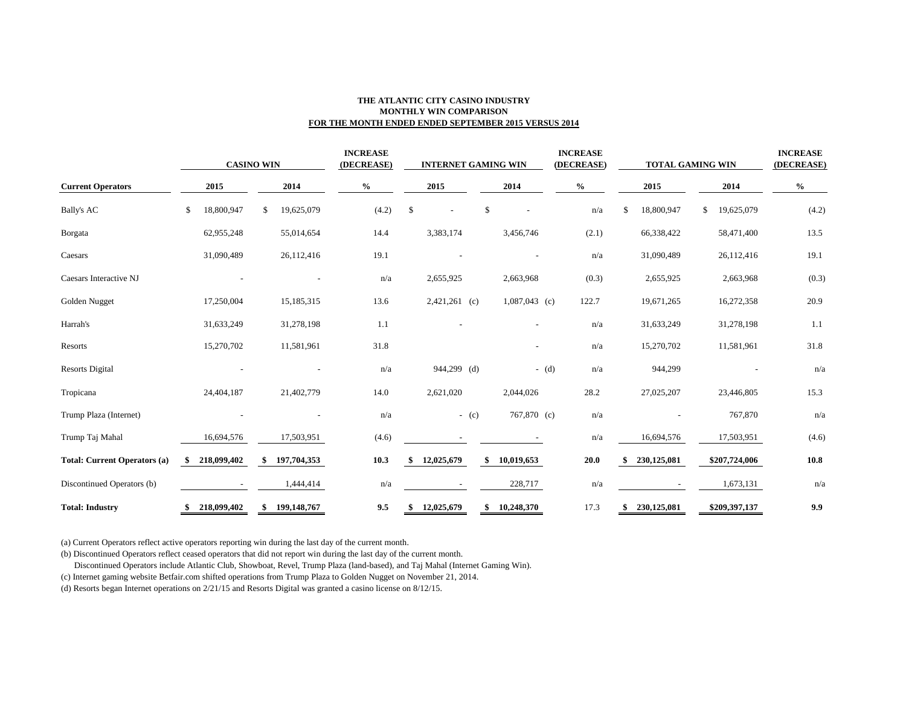**THE ATLANTIC CITY CASINO INDUSTRY**
**MONTHLY WIN COMPARISON**
**FOR THE MONTH ENDED ENDED SEPTEMBER 2015 VERSUS 2014**

| | CASINO WIN | | INCREASE (DECREASE) | INTERNET GAMING WIN | | INCREASE (DECREASE) | TOTAL GAMING WIN | | INCREASE (DECREASE) |
|---|---|---|---|---|---|---|---|---|---|
| **Current Operators** | **2015** | **2014** | **%** | **2015** | **2014** | **%** | **2015** | **2014** | **%** |
| Bally's AC | $ 18,800,947 | $ 19,625,079 | (4.2) | $ - | $ - | n/a | $ 18,800,947 | $ 19,625,079 | (4.2) |
| Borgata | 62,955,248 | 55,014,654 | 14.4 | 3,383,174 | 3,456,746 | (2.1) | 66,338,422 | 58,471,400 | 13.5 |
| Caesars | 31,090,489 | 26,112,416 | 19.1 | - | - | n/a | 31,090,489 | 26,112,416 | 19.1 |
| Caesars Interactive NJ | - | - | n/a | 2,655,925 | 2,663,968 | (0.3) | 2,655,925 | 2,663,968 | (0.3) |
| Golden Nugget | 17,250,004 | 15,185,315 | 13.6 | 2,421,261 (c) | 1,087,043 (c) | 122.7 | 19,671,265 | 16,272,358 | 20.9 |
| Harrah's | 31,633,249 | 31,278,198 | 1.1 | - | - | n/a | 31,633,249 | 31,278,198 | 1.1 |
| Resorts | 15,270,702 | 11,581,961 | 31.8 | | - | n/a | 15,270,702 | 11,581,961 | 31.8 |
| Resorts Digital | - | - | n/a | 944,299 (d) | - (d) | n/a | 944,299 | - | n/a |
| Tropicana | 24,404,187 | 21,402,779 | 14.0 | 2,621,020 | 2,044,026 | 28.2 | 27,025,207 | 23,446,805 | 15.3 |
| Trump Plaza (Internet) | - | - | n/a | - (c) | 767,870 (c) | n/a | - | 767,870 | n/a |
| Trump Taj Mahal | 16,694,576 | 17,503,951 | (4.6) | - | - | n/a | 16,694,576 | 17,503,951 | (4.6) |
| **Total: Current Operators (a)** | **$ 218,099,402** | **$ 197,704,353** | **10.3** | **$ 12,025,679** | **$ 10,019,653** | **20.0** | **$ 230,125,081** | **$207,724,006** | **10.8** |
| Discontinued Operators (b) | - | 1,444,414 | n/a | - | 228,717 | n/a | - | 1,673,131 | n/a |
| **Total: Industry** | **$ 218,099,402** | **$ 199,148,767** | **9.5** | **$ 12,025,679** | **$ 10,248,370** | 17.3 | **$ 230,125,081** | **$209,397,137** | **9.9** |

(a) Current Operators reflect active operators reporting win during the last day of the current month.

(b) Discontinued Operators reflect ceased operators that did not report win during the last day of the current month.
Discontinued Operators include Atlantic Club, Showboat, Revel, Trump Plaza (land-based), and Taj Mahal (Internet Gaming Win).

(c) Internet gaming website Betfair.com shifted operations from Trump Plaza to Golden Nugget on November 21, 2014.

(d) Resorts began Internet operations on 2/21/15 and Resorts Digital was granted a casino license on 8/12/15.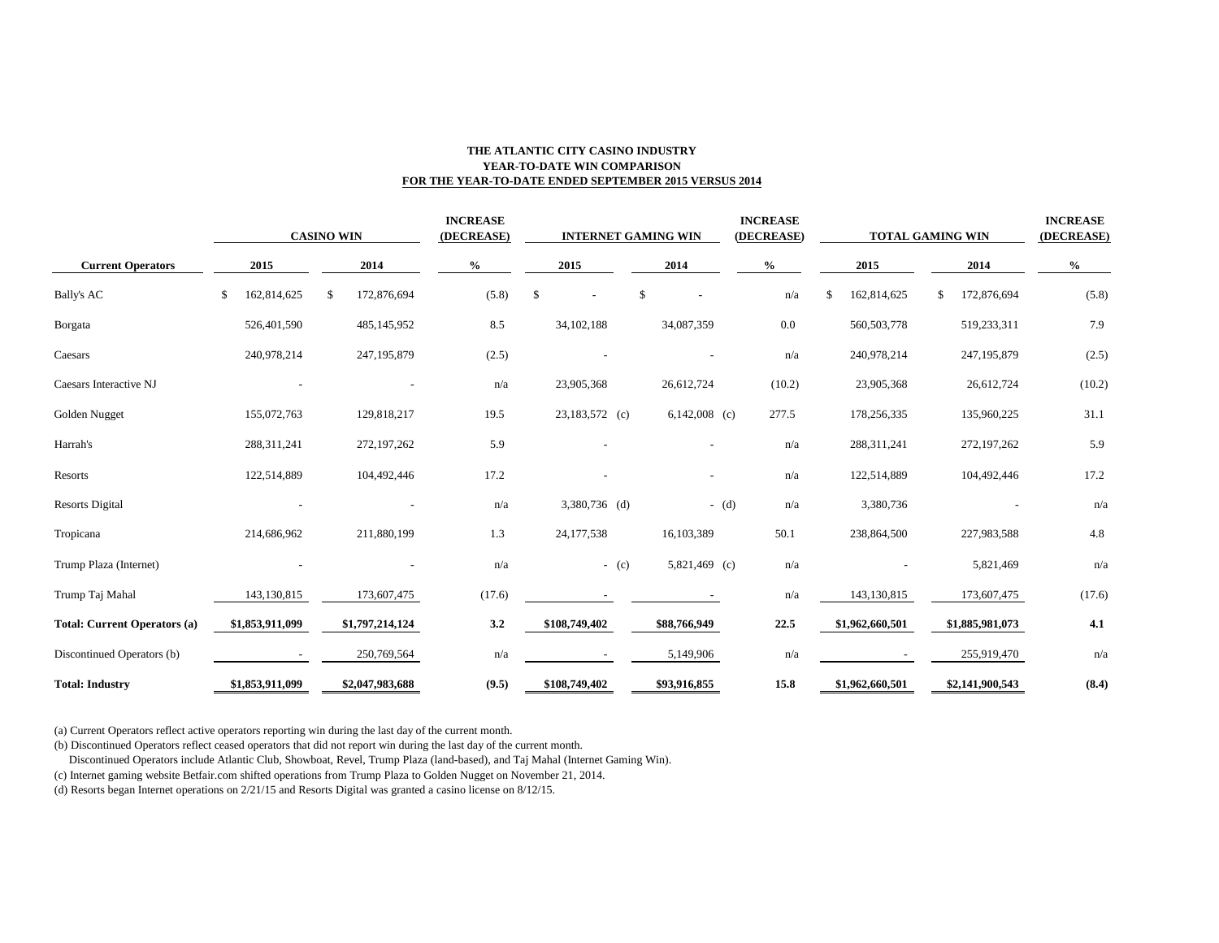**THE ATLANTIC CITY CASINO INDUSTRY**
**YEAR-TO-DATE WIN COMPARISON**
**FOR THE YEAR-TO-DATE ENDED SEPTEMBER 2015 VERSUS 2014**

| | CASINO WIN | | INCREASE (DECREASE) | INTERNET GAMING WIN | | INCREASE (DECREASE) | TOTAL GAMING WIN | | INCREASE (DECREASE) |
|---|---|---|---|---|---|---|---|---|---|
| **Current Operators** | **2015** | **2014** | **%** | **2015** | **2014** | **%** | **2015** | **2014** | **%** |
| Bally's AC | $ 162,814,625 | $ 172,876,694 | (5.8) | $ - | $ - | n/a | $ 162,814,625 | $ 172,876,694 | (5.8) |
| Borgata | 526,401,590 | 485,145,952 | 8.5 | 34,102,188 | 34,087,359 | 0.0 | 560,503,778 | 519,233,311 | 7.9 |
| Caesars | 240,978,214 | 247,195,879 | (2.5) | - | - | n/a | 240,978,214 | 247,195,879 | (2.5) |
| Caesars Interactive NJ | - | - | n/a | 23,905,368 | 26,612,724 | (10.2) | 23,905,368 | 26,612,724 | (10.2) |
| Golden Nugget | 155,072,763 | 129,818,217 | 19.5 | 23,183,572 (c) | 6,142,008 (c) | 277.5 | 178,256,335 | 135,960,225 | 31.1 |
| Harrah's | 288,311,241 | 272,197,262 | 5.9 | - | - | n/a | 288,311,241 | 272,197,262 | 5.9 |
| Resorts | 122,514,889 | 104,492,446 | 17.2 | - | - | n/a | 122,514,889 | 104,492,446 | 17.2 |
| Resorts Digital | - | - | n/a | 3,380,736 (d) | - (d) | n/a | 3,380,736 | - | n/a |
| Tropicana | 214,686,962 | 211,880,199 | 1.3 | 24,177,538 | 16,103,389 | 50.1 | 238,864,500 | 227,983,588 | 4.8 |
| Trump Plaza (Internet) | - | - | n/a | - (c) | 5,821,469 (c) | n/a | - | 5,821,469 | n/a |
| Trump Taj Mahal | 143,130,815 | 173,607,475 | (17.6) | - | - | n/a | 143,130,815 | 173,607,475 | (17.6) |
| **Total: Current Operators (a)** | **$1,853,911,099** | **$1,797,214,124** | **3.2** | **$108,749,402** | **$88,766,949** | **22.5** | **$1,962,660,501** | **$1,885,981,073** | **4.1** |
| Discontinued Operators (b) | - | 250,769,564 | n/a | - | 5,149,906 | n/a | - | 255,919,470 | n/a |
| **Total: Industry** | **$1,853,911,099** | **$2,047,983,688** | **(9.5)** | **$108,749,402** | **$93,916,855** | **15.8** | **$1,962,660,501** | **$2,141,900,543** | **(8.4)** |

(a) Current Operators reflect active operators reporting win during the last day of the current month.

(b) Discontinued Operators reflect ceased operators that did not report win during the last day of the current month.
Discontinued Operators include Atlantic Club, Showboat, Revel, Trump Plaza (land-based), and Taj Mahal (Internet Gaming Win).

(c) Internet gaming website Betfair.com shifted operations from Trump Plaza to Golden Nugget on November 21, 2014.

(d) Resorts began Internet operations on 2/21/15 and Resorts Digital was granted a casino license on 8/12/15.